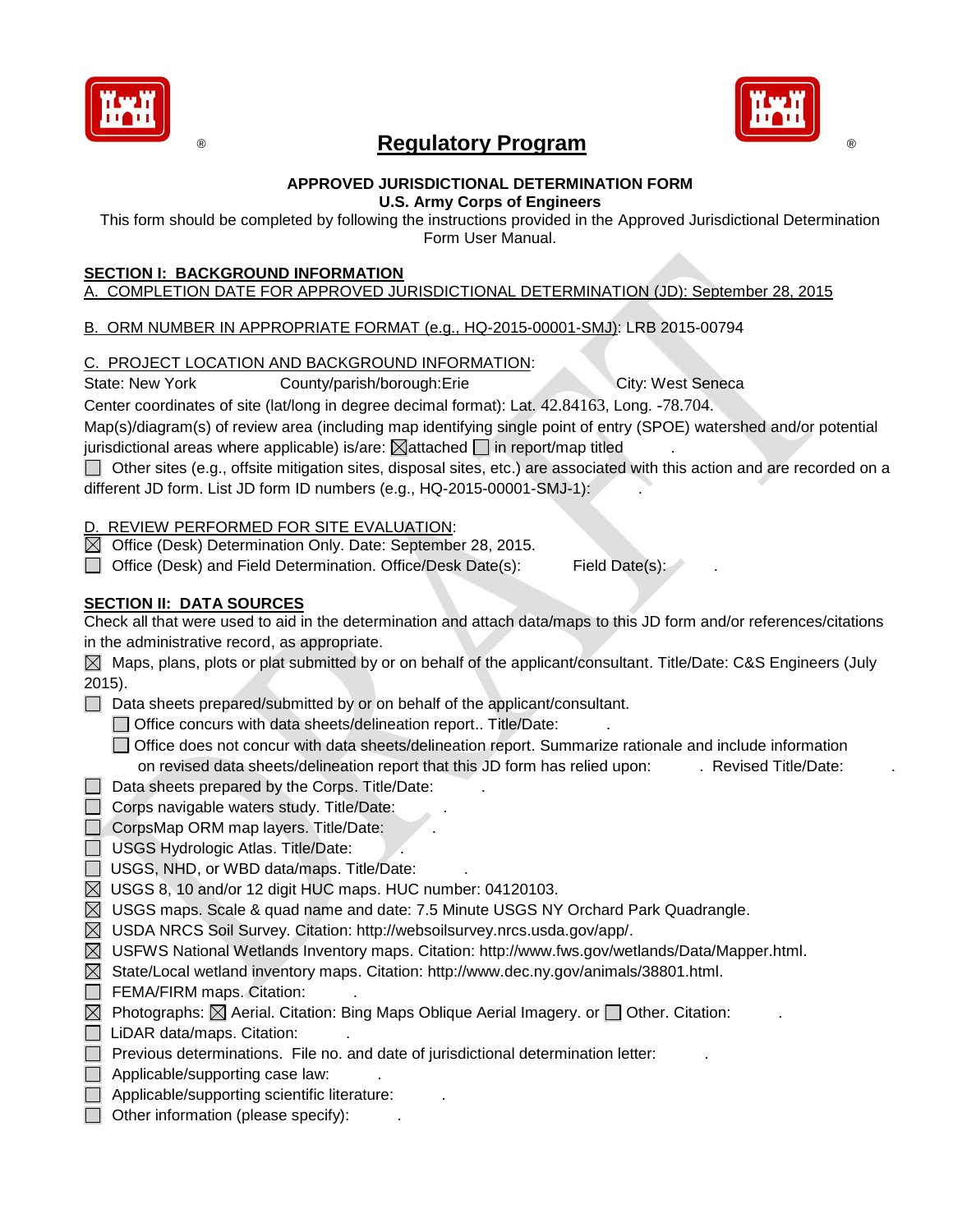# Regulatory Program

**APPROVED JURISDICTIONAL DETERMINATION FORM**
**U.S. Army Corps of Engineers**

This form should be completed by following the instructions provided in the Approved Jurisdictional Determination Form User Manual.

## SECTION I: BACKGROUND INFORMATION

A. COMPLETION DATE FOR APPROVED JURISDICTIONAL DETERMINATION (JD): September 28, 2015

B. ORM NUMBER IN APPROPRIATE FORMAT (e.g., HQ-2015-00001-SMJ): LRB 2015-00794

C. PROJECT LOCATION AND BACKGROUND INFORMATION:

State: New York County/parish/borough: Erie City: West Seneca

Center coordinates of site (lat/long in degree decimal format): Lat. 42.84163, Long. -78.704.

Map(s)/diagram(s) of review area (including map identifying single point of entry (SPOE) watershed and/or potential jurisdictional areas where applicable) is/are: ☒ attached ☐ in report/map titled .

☐ Other sites (e.g., offsite mitigation sites, disposal sites, etc.) are associated with this action and are recorded on a different JD form. List JD form ID numbers (e.g., HQ-2015-00001-SMJ-1): .

D. REVIEW PERFORMED FOR SITE EVALUATION:

☒ Office (Desk) Determination Only. Date: September 28, 2015.

☐ Office (Desk) and Field Determination. Office/Desk Date(s): Field Date(s): .

## SECTION II: DATA SOURCES

Check all that were used to aid in the determination and attach data/maps to this JD form and/or references/citations in the administrative record, as appropriate.

☒ Maps, plans, plots or plat submitted by or on behalf of the applicant/consultant. Title/Date: C&S Engineers (July 2015).

☐ Data sheets prepared/submitted by or on behalf of the applicant/consultant.

- ☐ Office concurs with data sheets/delineation report.. Title/Date: .
- ☐ Office does not concur with data sheets/delineation report. Summarize rationale and include information on revised data sheets/delineation report that this JD form has relied upon: . Revised Title/Date: .

☐ Data sheets prepared by the Corps. Title/Date: .

☐ Corps navigable waters study. Title/Date: .

☐ CorpsMap ORM map layers. Title/Date: .

☐ USGS Hydrologic Atlas. Title/Date: .

☐ USGS, NHD, or WBD data/maps. Title/Date: .

☒ USGS 8, 10 and/or 12 digit HUC maps. HUC number: 04120103.

☒ USGS maps. Scale & quad name and date: 7.5 Minute USGS NY Orchard Park Quadrangle.

☒ USDA NRCS Soil Survey. Citation: http://websoilsurvey.nrcs.usda.gov/app/.

☒ USFWS National Wetlands Inventory maps. Citation: http://www.fws.gov/wetlands/Data/Mapper.html.

☒ State/Local wetland inventory maps. Citation: http://www.dec.ny.gov/animals/38801.html.

☐ FEMA/FIRM maps. Citation: .

☒ Photographs: ☒ Aerial. Citation: Bing Maps Oblique Aerial Imagery. or ☐ Other. Citation: .

☐ LiDAR data/maps. Citation: .

☐ Previous determinations. File no. and date of jurisdictional determination letter: .

☐ Applicable/supporting case law: .

☐ Applicable/supporting scientific literature: .

☐ Other information (please specify): .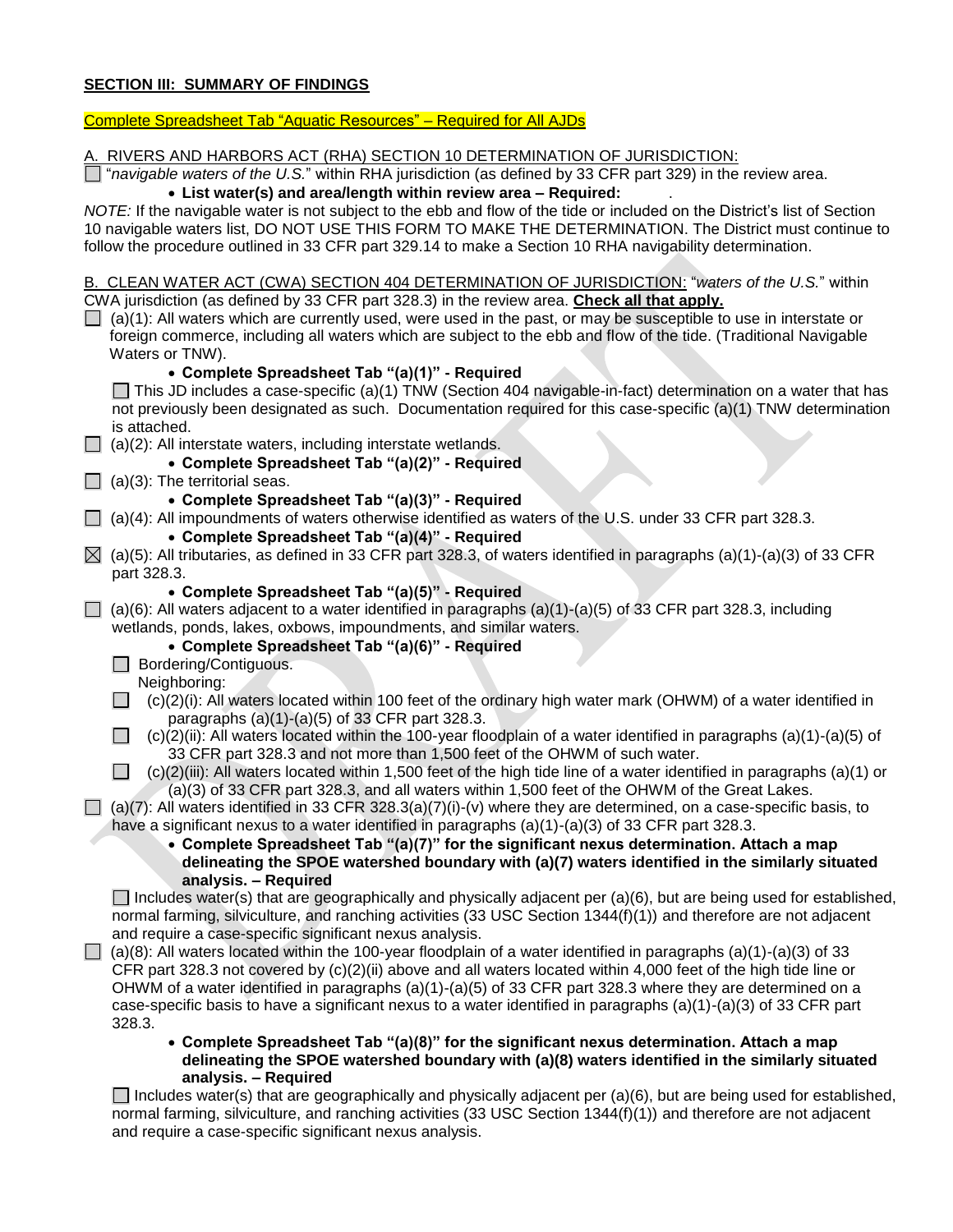**SECTION III: SUMMARY OF FINDINGS**

Complete Spreadsheet Tab "Aquatic Resources" – Required for All AJDs

A. RIVERS AND HARBORS ACT (RHA) SECTION 10 DETERMINATION OF JURISDICTION:

☐ "*navigable waters of the U.S.*" within RHA jurisdiction (as defined by 33 CFR part 329) in the review area.

- **List water(s) and area/length within review area – Required:** .

*NOTE:* If the navigable water is not subject to the ebb and flow of the tide or included on the District's list of Section 10 navigable waters list, DO NOT USE THIS FORM TO MAKE THE DETERMINATION. The District must continue to follow the procedure outlined in 33 CFR part 329.14 to make a Section 10 RHA navigability determination.

B. CLEAN WATER ACT (CWA) SECTION 404 DETERMINATION OF JURISDICTION: "*waters of the U.S.*" within CWA jurisdiction (as defined by 33 CFR part 328.3) in the review area. **Check all that apply.**

☐ (a)(1): All waters which are currently used, were used in the past, or may be susceptible to use in interstate or foreign commerce, including all waters which are subject to the ebb and flow of the tide. (Traditional Navigable Waters or TNW).

- **Complete Spreadsheet Tab "(a)(1)" - Required**

☐ This JD includes a case-specific (a)(1) TNW (Section 404 navigable-in-fact) determination on a water that has not previously been designated as such. Documentation required for this case-specific (a)(1) TNW determination is attached.

☐ (a)(2): All interstate waters, including interstate wetlands.

- **Complete Spreadsheet Tab "(a)(2)" - Required**

☐ (a)(3): The territorial seas.

- **Complete Spreadsheet Tab "(a)(3)" - Required**

☐ (a)(4): All impoundments of waters otherwise identified as waters of the U.S. under 33 CFR part 328.3.

- **Complete Spreadsheet Tab "(a)(4)" - Required**

☒ (a)(5): All tributaries, as defined in 33 CFR part 328.3, of waters identified in paragraphs (a)(1)-(a)(3) of 33 CFR part 328.3.

- **Complete Spreadsheet Tab "(a)(5)" - Required**

☐ (a)(6): All waters adjacent to a water identified in paragraphs (a)(1)-(a)(5) of 33 CFR part 328.3, including wetlands, ponds, lakes, oxbows, impoundments, and similar waters.

- **Complete Spreadsheet Tab "(a)(6)" - Required**

☐ Bordering/Contiguous.

Neighboring:

☐ (c)(2)(i): All waters located within 100 feet of the ordinary high water mark (OHWM) of a water identified in paragraphs (a)(1)-(a)(5) of 33 CFR part 328.3.

☐ (c)(2)(ii): All waters located within the 100-year floodplain of a water identified in paragraphs (a)(1)-(a)(5) of 33 CFR part 328.3 and not more than 1,500 feet of the OHWM of such water.

☐ (c)(2)(iii): All waters located within 1,500 feet of the high tide line of a water identified in paragraphs (a)(1) or (a)(3) of 33 CFR part 328.3, and all waters within 1,500 feet of the OHWM of the Great Lakes.

☐ (a)(7): All waters identified in 33 CFR 328.3(a)(7)(i)-(v) where they are determined, on a case-specific basis, to have a significant nexus to a water identified in paragraphs (a)(1)-(a)(3) of 33 CFR part 328.3.

- **Complete Spreadsheet Tab "(a)(7)" for the significant nexus determination. Attach a map delineating the SPOE watershed boundary with (a)(7) waters identified in the similarly situated analysis. – Required**

☐ Includes water(s) that are geographically and physically adjacent per (a)(6), but are being used for established, normal farming, silviculture, and ranching activities (33 USC Section 1344(f)(1)) and therefore are not adjacent and require a case-specific significant nexus analysis.

☐ (a)(8): All waters located within the 100-year floodplain of a water identified in paragraphs (a)(1)-(a)(3) of 33 CFR part 328.3 not covered by (c)(2)(ii) above and all waters located within 4,000 feet of the high tide line or OHWM of a water identified in paragraphs (a)(1)-(a)(5) of 33 CFR part 328.3 where they are determined on a case-specific basis to have a significant nexus to a water identified in paragraphs (a)(1)-(a)(3) of 33 CFR part 328.3.

- **Complete Spreadsheet Tab "(a)(8)" for the significant nexus determination. Attach a map delineating the SPOE watershed boundary with (a)(8) waters identified in the similarly situated analysis. – Required**

☐ Includes water(s) that are geographically and physically adjacent per (a)(6), but are being used for established, normal farming, silviculture, and ranching activities (33 USC Section 1344(f)(1)) and therefore are not adjacent and require a case-specific significant nexus analysis.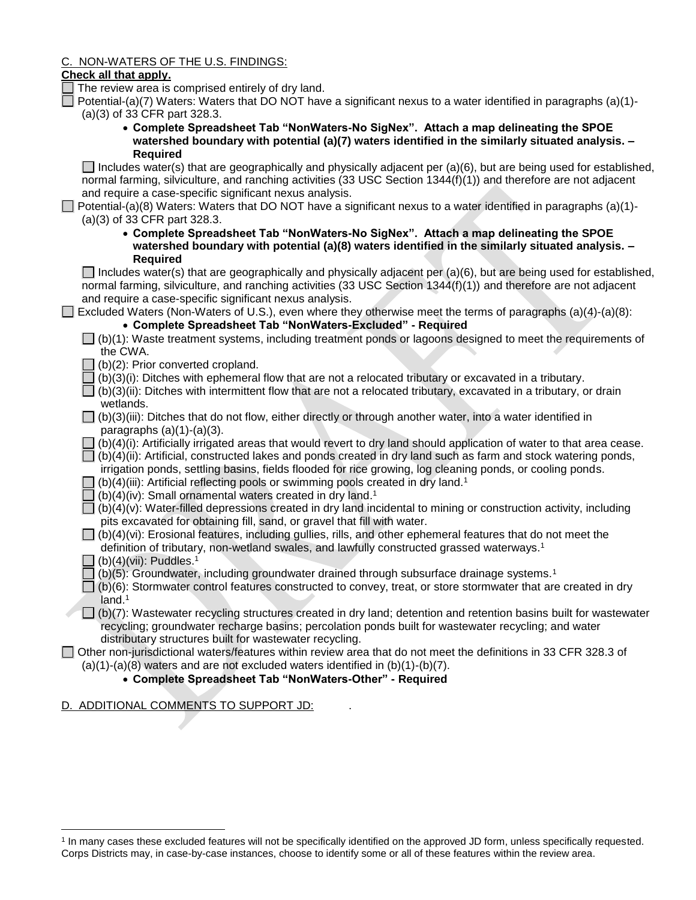C. NON-WATERS OF THE U.S. FINDINGS:

**Check all that apply.**

☐ The review area is comprised entirely of dry land.

☐ Potential-(a)(7) Waters: Waters that DO NOT have a significant nexus to a water identified in paragraphs (a)(1)-(a)(3) of 33 CFR part 328.3.

- **Complete Spreadsheet Tab "NonWaters-No SigNex". Attach a map delineating the SPOE watershed boundary with potential (a)(7) waters identified in the similarly situated analysis. – Required**

☐ Includes water(s) that are geographically and physically adjacent per (a)(6), but are being used for established, normal farming, silviculture, and ranching activities (33 USC Section 1344(f)(1)) and therefore are not adjacent and require a case-specific significant nexus analysis.

☐ Potential-(a)(8) Waters: Waters that DO NOT have a significant nexus to a water identified in paragraphs (a)(1)-(a)(3) of 33 CFR part 328.3.

- **Complete Spreadsheet Tab "NonWaters-No SigNex". Attach a map delineating the SPOE watershed boundary with potential (a)(8) waters identified in the similarly situated analysis. – Required**

☐ Includes water(s) that are geographically and physically adjacent per (a)(6), but are being used for established, normal farming, silviculture, and ranching activities (33 USC Section 1344(f)(1)) and therefore are not adjacent and require a case-specific significant nexus analysis.

☐ Excluded Waters (Non-Waters of U.S.), even where they otherwise meet the terms of paragraphs (a)(4)-(a)(8):

- **Complete Spreadsheet Tab "NonWaters-Excluded" - Required**

☐ (b)(1): Waste treatment systems, including treatment ponds or lagoons designed to meet the requirements of the CWA.

☐ (b)(2): Prior converted cropland.

☐ (b)(3)(i): Ditches with ephemeral flow that are not a relocated tributary or excavated in a tributary.

☐ (b)(3)(ii): Ditches with intermittent flow that are not a relocated tributary, excavated in a tributary, or drain wetlands.

☐ (b)(3)(iii): Ditches that do not flow, either directly or through another water, into a water identified in paragraphs (a)(1)-(a)(3).

☐ (b)(4)(i): Artificially irrigated areas that would revert to dry land should application of water to that area cease.

☐ (b)(4)(ii): Artificial, constructed lakes and ponds created in dry land such as farm and stock watering ponds, irrigation ponds, settling basins, fields flooded for rice growing, log cleaning ponds, or cooling ponds.

☐ (b)(4)(iii): Artificial reflecting pools or swimming pools created in dry land.[1]

☐ (b)(4)(iv): Small ornamental waters created in dry land.[1]

☐ (b)(4)(v): Water-filled depressions created in dry land incidental to mining or construction activity, including pits excavated for obtaining fill, sand, or gravel that fill with water.

☐ (b)(4)(vi): Erosional features, including gullies, rills, and other ephemeral features that do not meet the definition of tributary, non-wetland swales, and lawfully constructed grassed waterways.[1]

☐ (b)(4)(vii): Puddles.[1]

☐ (b)(5): Groundwater, including groundwater drained through subsurface drainage systems.[1]

☐ (b)(6): Stormwater control features constructed to convey, treat, or store stormwater that are created in dry land.[1]

☐ (b)(7): Wastewater recycling structures created in dry land; detention and retention basins built for wastewater recycling; groundwater recharge basins; percolation ponds built for wastewater recycling; and water distributary structures built for wastewater recycling.

☐ Other non-jurisdictional waters/features within review area that do not meet the definitions in 33 CFR 328.3 of (a)(1)-(a)(8) waters and are not excluded waters identified in (b)(1)-(b)(7).

- **Complete Spreadsheet Tab "NonWaters-Other" - Required**

D. ADDITIONAL COMMENTS TO SUPPORT JD: .

---

[1] In many cases these excluded features will not be specifically identified on the approved JD form, unless specifically requested. Corps Districts may, in case-by-case instances, choose to identify some or all of these features within the review area.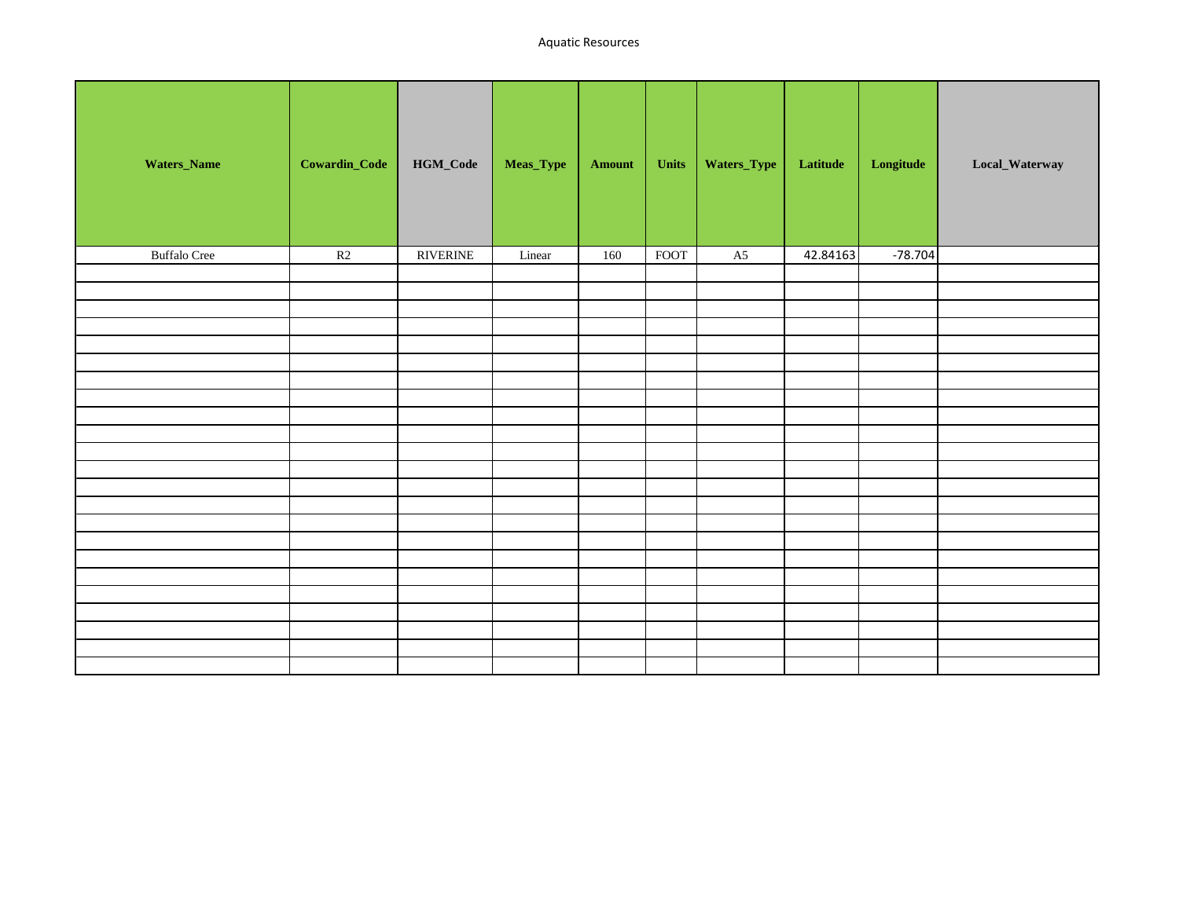Aquatic Resources

| Waters_Name | Cowardin_Code | HGM_Code | Meas_Type | Amount | Units | Waters_Type | Latitude | Longitude | Local_Waterway |
|---|---|---|---|---|---|---|---|---|---|
| Buffalo Cree | R2 | RIVERINE | Linear | 160 | FOOT | A5 | 42.84163 | -78.704 | |
| | | | | | | | | | |
| | | | | | | | | | |
| | | | | | | | | | |
| | | | | | | | | | |
| | | | | | | | | | |
| | | | | | | | | | |
| | | | | | | | | | |
| | | | | | | | | | |
| | | | | | | | | | |
| | | | | | | | | | |
| | | | | | | | | | |
| | | | | | | | | | |
| | | | | | | | | | |
| | | | | | | | | | |
| | | | | | | | | | |
| | | | | | | | | | |
| | | | | | | | | | |
| | | | | | | | | | |
| | | | | | | | | | |
| | | | | | | | | | |
| | | | | | | | | | |
| | | | | | | | | | |
| | | | | | | | | | |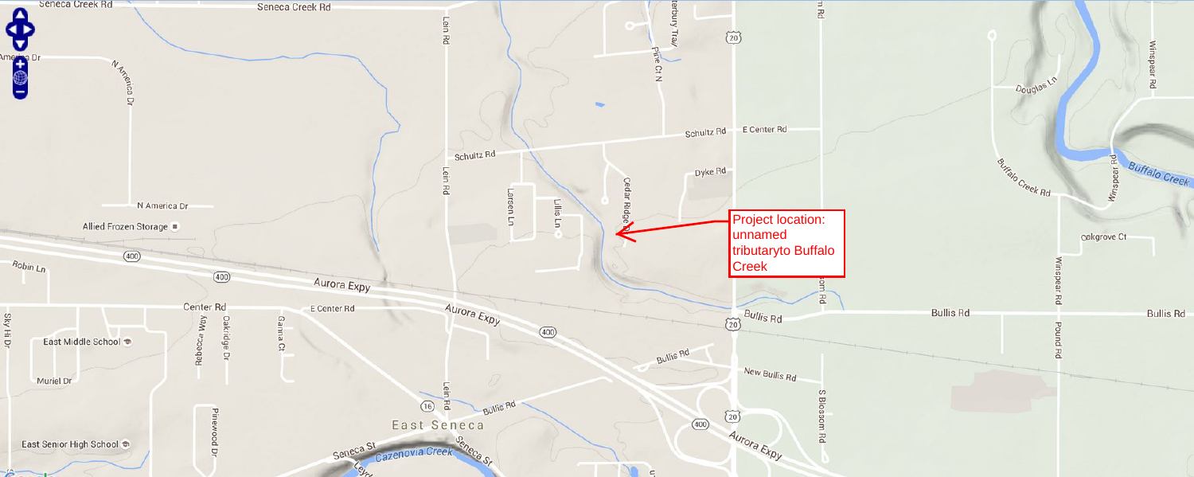Project location:
unnamed
tributaryto Buffalo
Creek